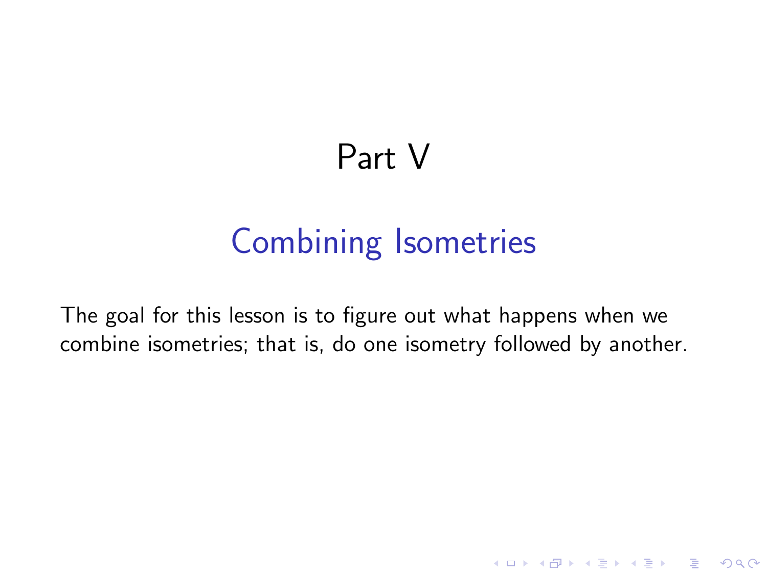# Part V

## Combining Isometries

The goal for this lesson is to figure out what happens when we combine isometries; that is, do one isometry followed by another.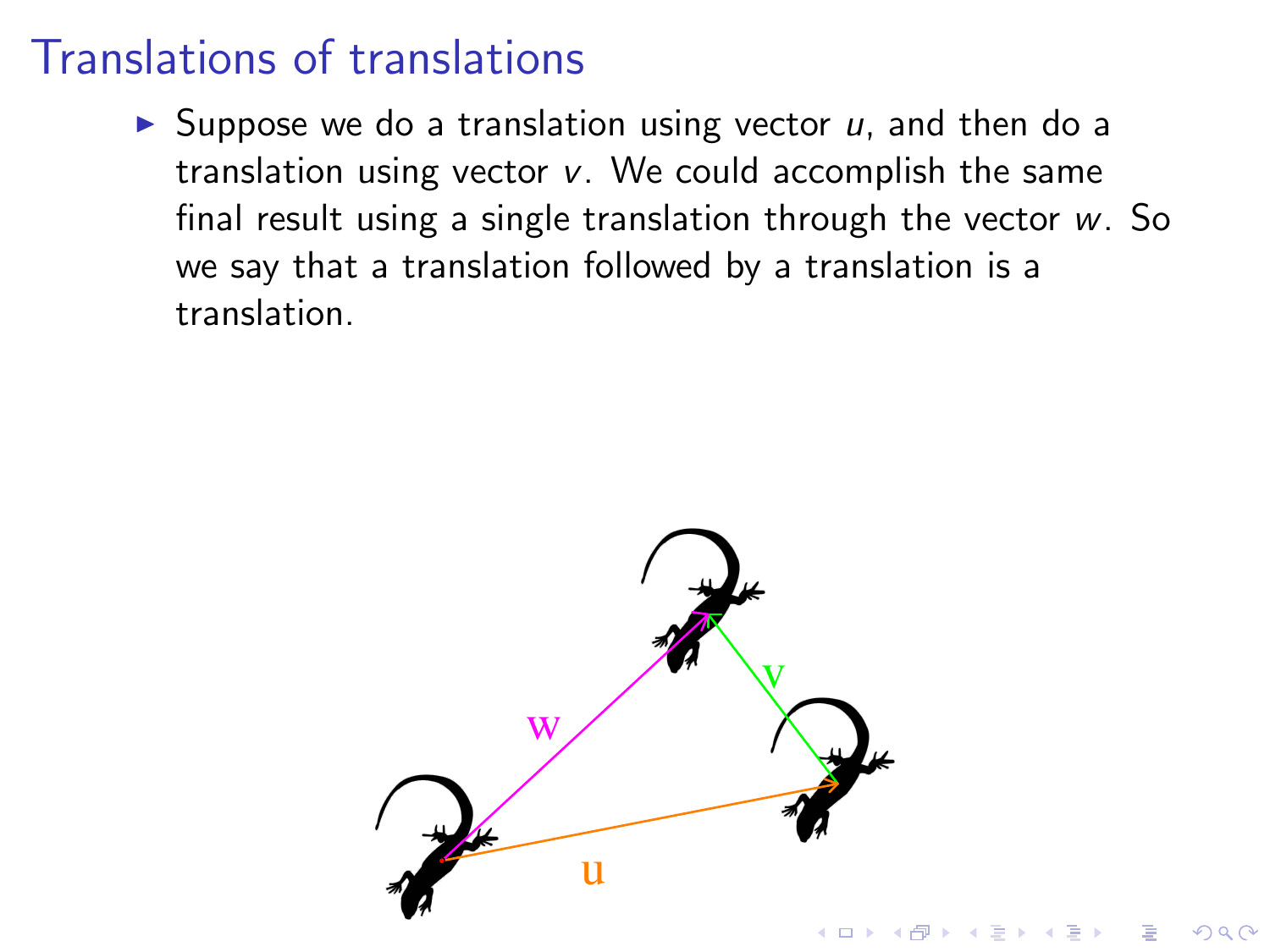# Translations of translations

- Suppose we do a translation using vector $u$, and then do a translation using vector $v$. We could accomplish the same final result using a single translation through the vector $w$. So we say that a translation followed by a translation is a translation.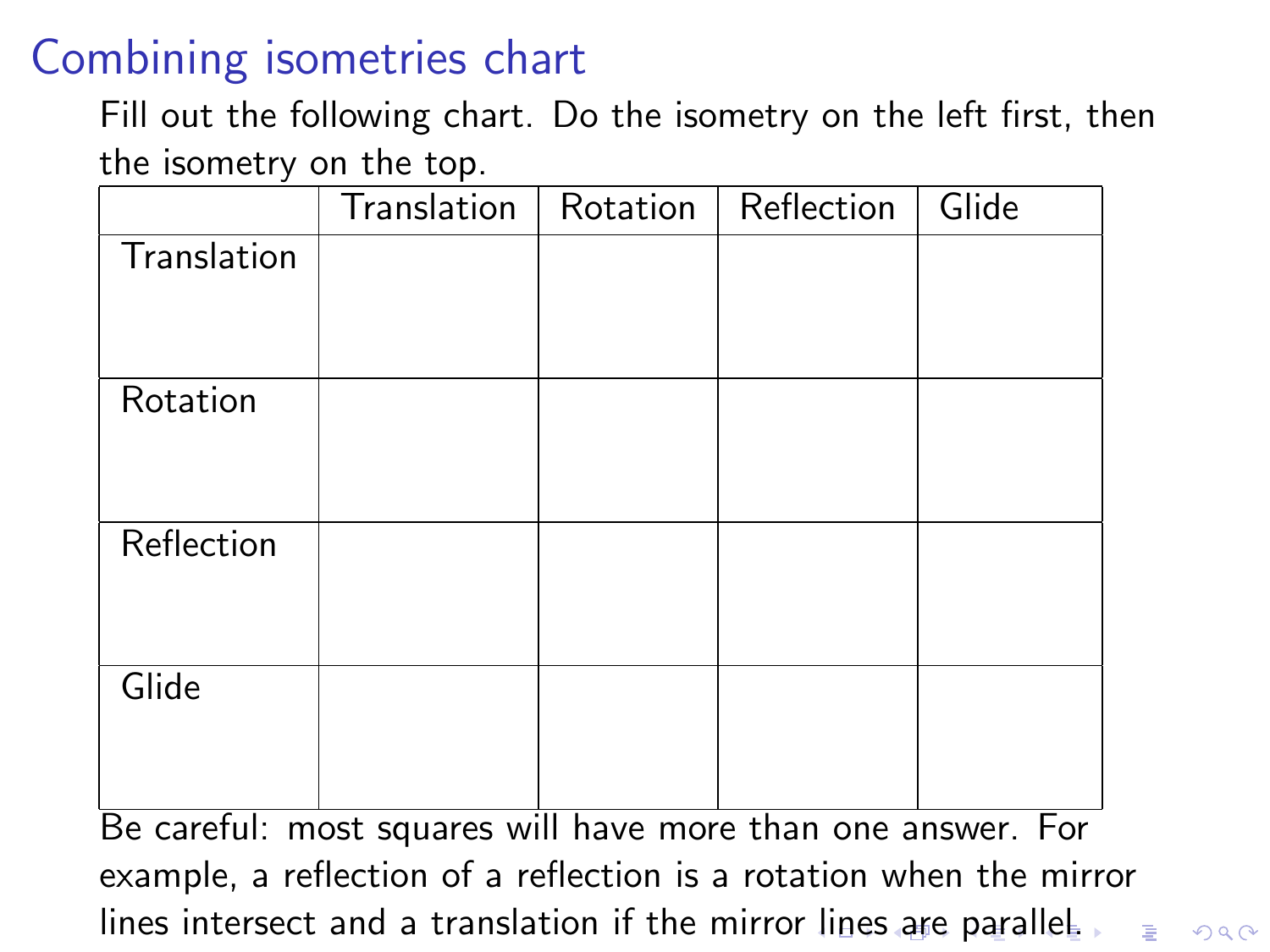# Combining isometries chart

Fill out the following chart. Do the isometry on the left first, then the isometry on the top.

| | Translation | Rotation | Reflection | Glide |
|---|---|---|---|---|
| Translation | | | | |
| Rotation | | | | |
| Reflection | | | | |
| Glide | | | | |

Be careful: most squares will have more than one answer. For example, a reflection of a reflection is a rotation when the mirror lines intersect and a translation if the mirror lines are parallel.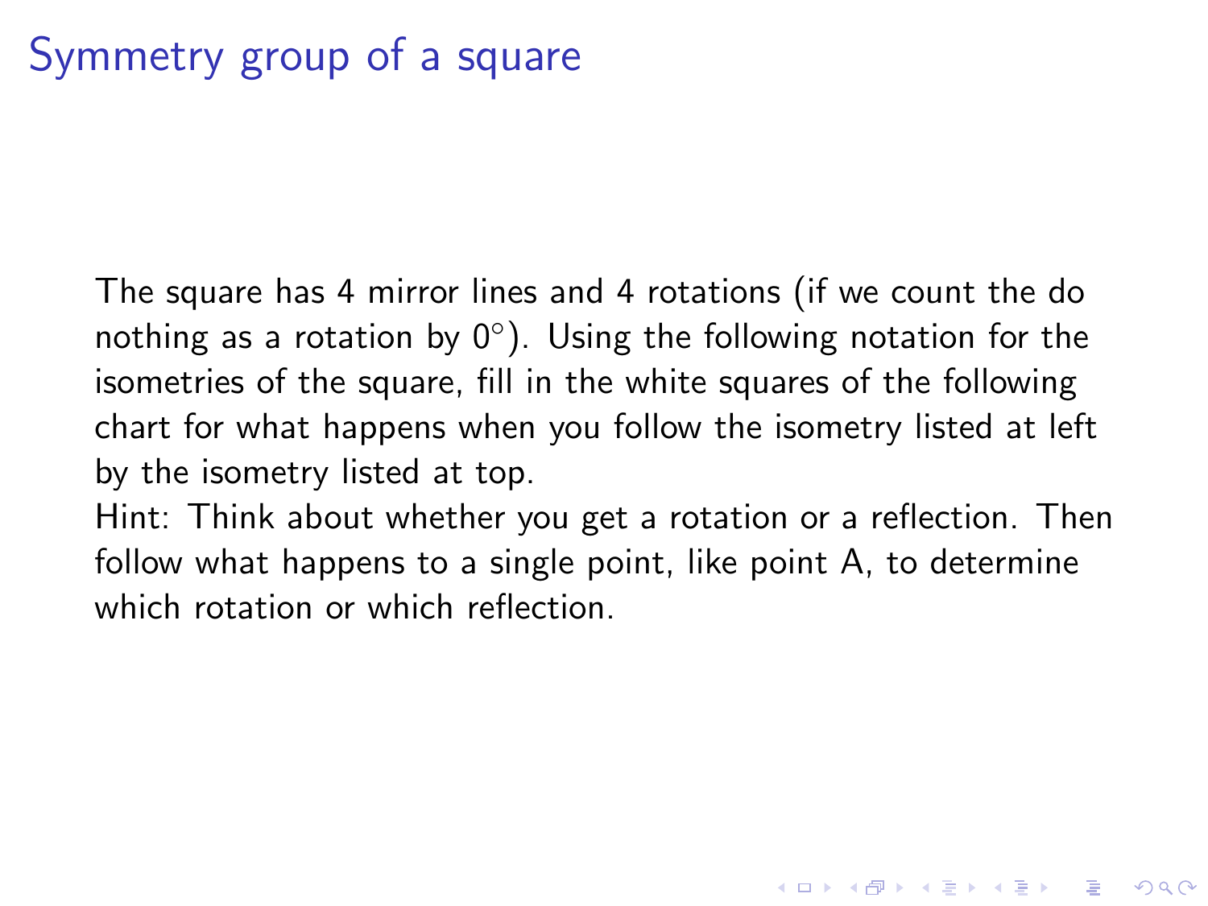# Symmetry group of a square

The square has 4 mirror lines and 4 rotations (if we count the do nothing as a rotation by $0^\circ$). Using the following notation for the isometries of the square, fill in the white squares of the following chart for what happens when you follow the isometry listed at left by the isometry listed at top.

Hint: Think about whether you get a rotation or a reflection. Then follow what happens to a single point, like point A, to determine which rotation or which reflection.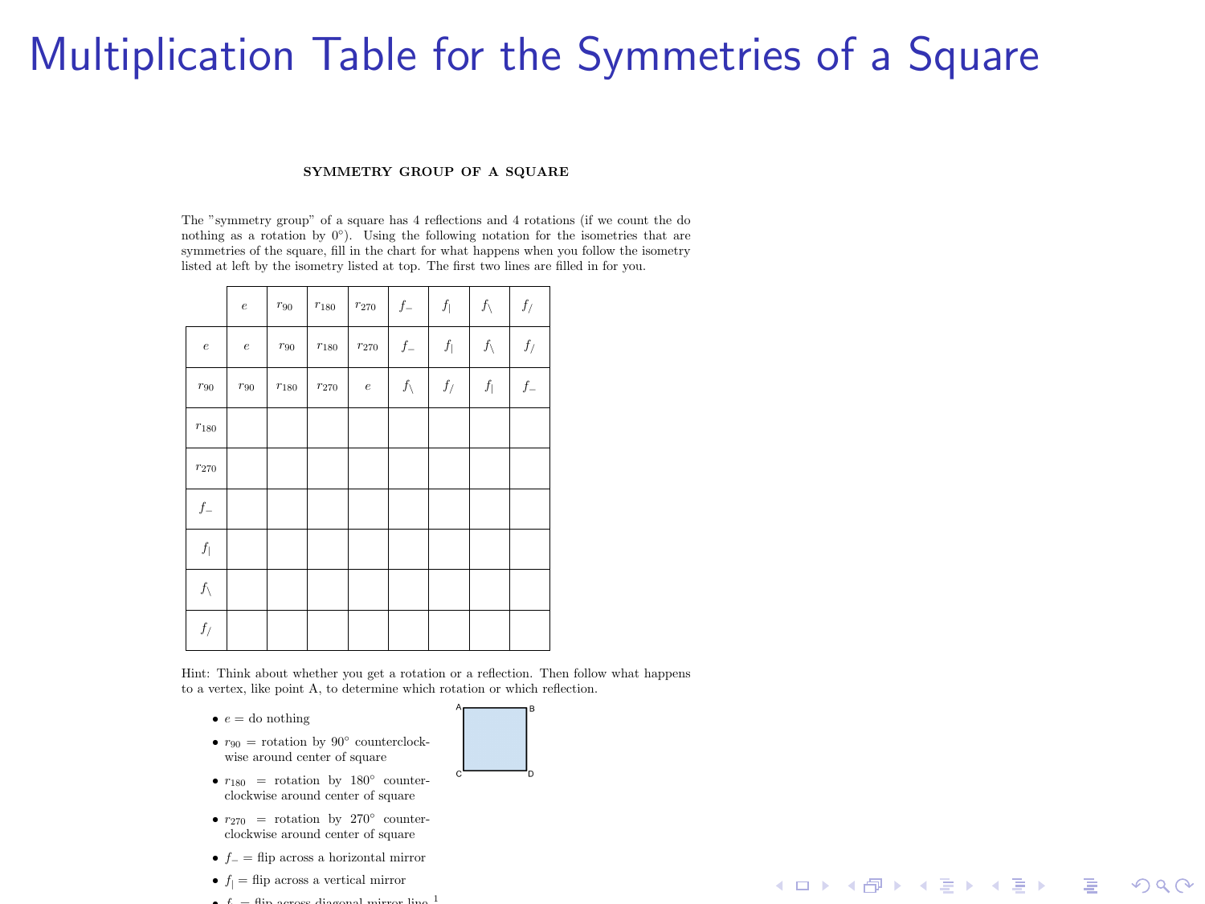# Multiplication Table for the Symmetries of a Square

**SYMMETRY GROUP OF A SQUARE**

The "symmetry group" of a square has 4 reflections and 4 rotations (if we count the do nothing as a rotation by 0°). Using the following notation for the isometries that are symmetries of the square, fill in the chart for what happens when you follow the isometry listed at left by the isometry listed at top. The first two lines are filled in for you.

| | $e$ | $r_{90}$ | $r_{180}$ | $r_{270}$ | $f_{-}$ | $f_{\|}$ | $f_{\backslash}$ | $f_{/}$ |
|---|---|---|---|---|---|---|---|---|
| $e$ | $e$ | $r_{90}$ | $r_{180}$ | $r_{270}$ | $f_{-}$ | $f_{\|}$ | $f_{\backslash}$ | $f_{/}$ |
| $r_{90}$ | $r_{90}$ | $r_{180}$ | $r_{270}$ | $e$ | $f_{\backslash}$ | $f_{/}$ | $f_{\|}$ | $f_{-}$ |
| $r_{180}$ | | | | | | | | |
| $r_{270}$ | | | | | | | | |
| $f_{-}$ | | | | | | | | |
| $f_{\|}$ | | | | | | | | |
| $f_{\backslash}$ | | | | | | | | |
| $f_{/}$ | | | | | | | | |

Hint: Think about whether you get a rotation or a reflection. Then follow what happens to a vertex, like point A, to determine which rotation or which reflection.

- $e$ = do nothing
- $r_{90}$ = rotation by 90° counterclockwise around center of square
- $r_{180}$ = rotation by 180° counterclockwise around center of square
- $r_{270}$ = rotation by 270° counterclockwise around center of square
- $f_{-}$ = flip across a horizontal mirror
- $f_{|}$ = flip across a vertical mirror
- $f_{\backslash}$ = flip across diagonal mirror line [1]

A B
C D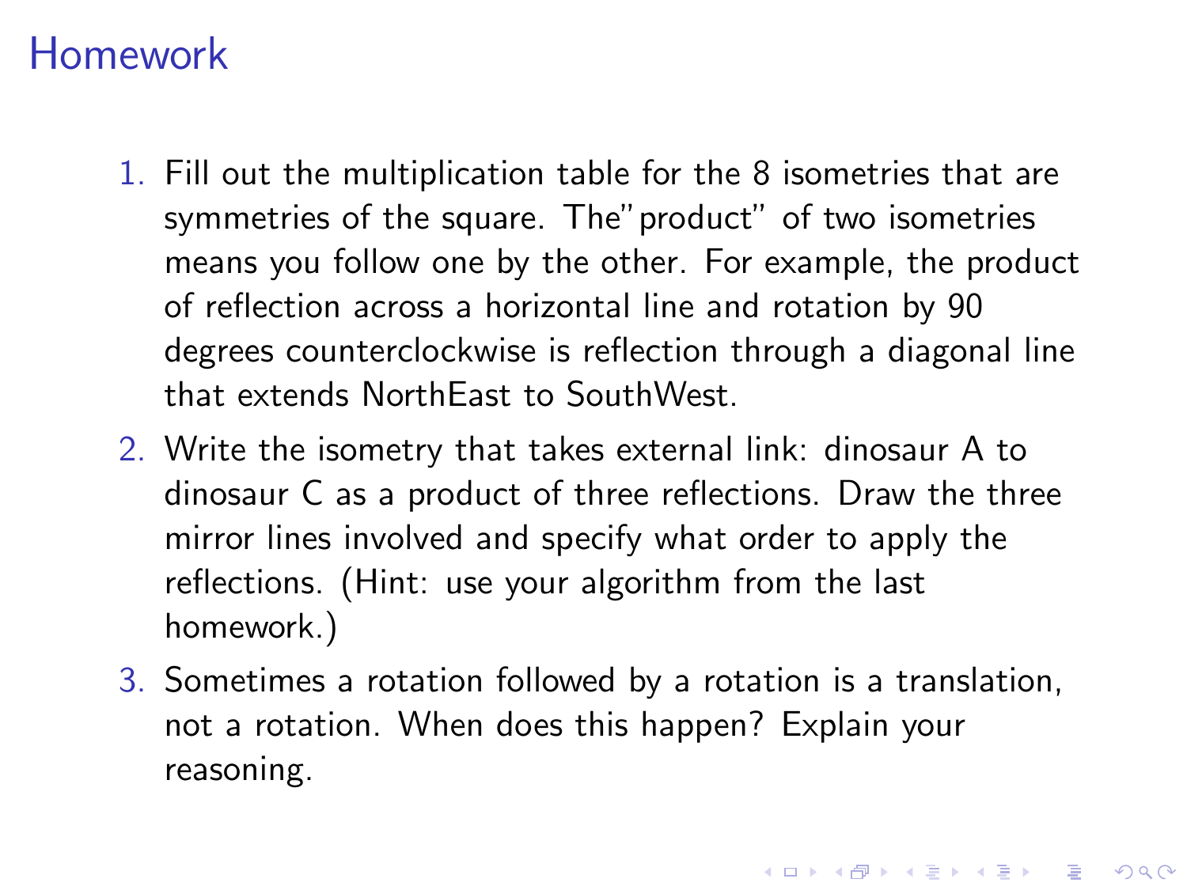# Homework

1. Fill out the multiplication table for the 8 isometries that are symmetries of the square. The"product" of two isometries means you follow one by the other. For example, the product of reflection across a horizontal line and rotation by 90 degrees counterclockwise is reflection through a diagonal line that extends NorthEast to SouthWest.
2. Write the isometry that takes external link: dinosaur A to dinosaur C as a product of three reflections. Draw the three mirror lines involved and specify what order to apply the reflections. (Hint: use your algorithm from the last homework.)
3. Sometimes a rotation followed by a rotation is a translation, not a rotation. When does this happen? Explain your reasoning.